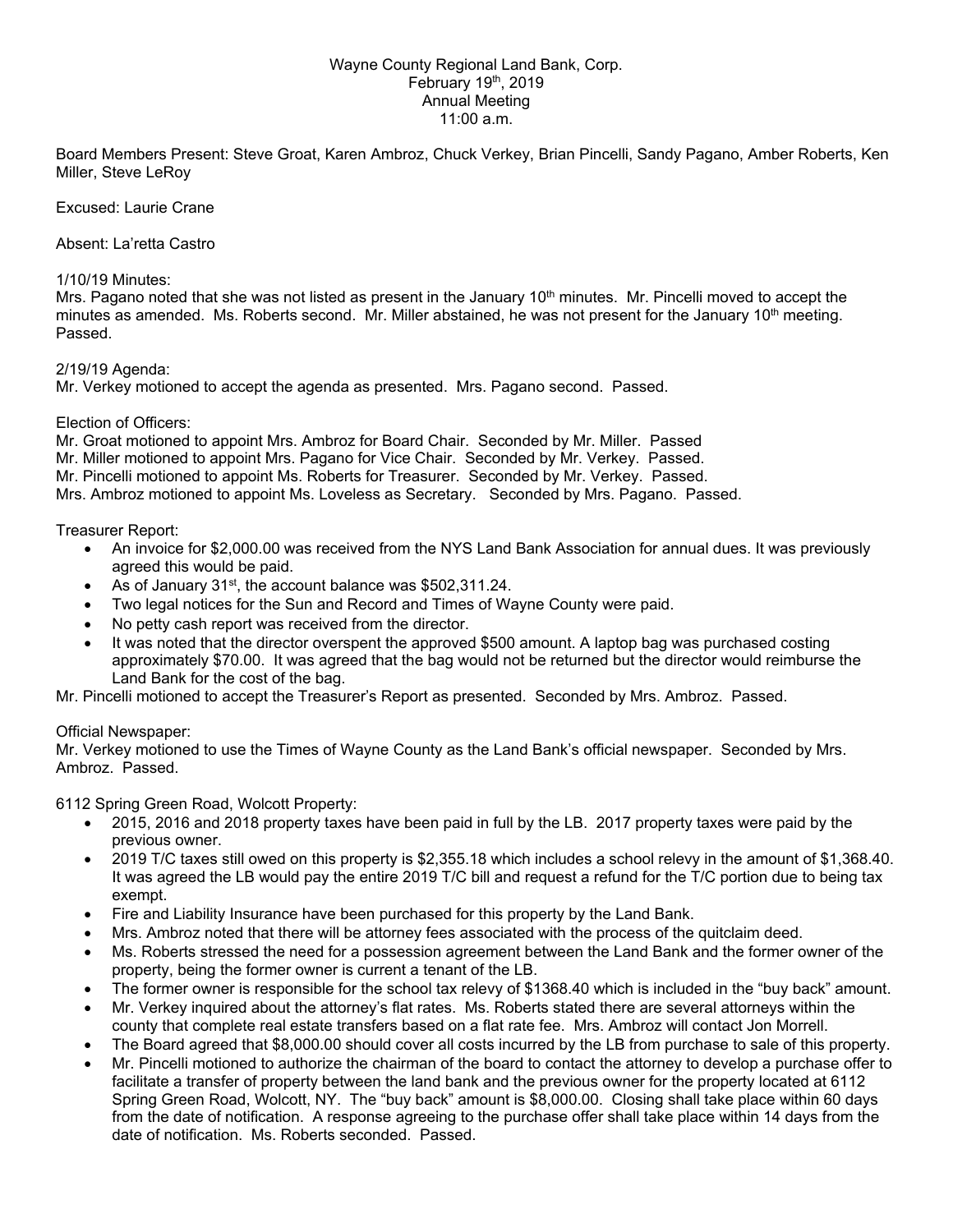Wayne County Regional Land Bank, Corp.
February 19th, 2019
Annual Meeting
11:00 a.m.

Board Members Present: Steve Groat, Karen Ambroz, Chuck Verkey, Brian Pincelli, Sandy Pagano, Amber Roberts, Ken Miller, Steve LeRoy

Excused: Laurie Crane

Absent: La'retta Castro

1/10/19 Minutes:
Mrs. Pagano noted that she was not listed as present in the January 10th minutes. Mr. Pincelli moved to accept the minutes as amended. Ms. Roberts second. Mr. Miller abstained, he was not present for the January 10th meeting. Passed.

2/19/19 Agenda:
Mr. Verkey motioned to accept the agenda as presented. Mrs. Pagano second. Passed.

Election of Officers:
Mr. Groat motioned to appoint Mrs. Ambroz for Board Chair. Seconded by Mr. Miller. Passed
Mr. Miller motioned to appoint Mrs. Pagano for Vice Chair. Seconded by Mr. Verkey. Passed.
Mr. Pincelli motioned to appoint Ms. Roberts for Treasurer. Seconded by Mr. Verkey. Passed.
Mrs. Ambroz motioned to appoint Ms. Loveless as Secretary. Seconded by Mrs. Pagano. Passed.

Treasurer Report:

- An invoice for $2,000.00 was received from the NYS Land Bank Association for annual dues. It was previously agreed this would be paid.
- As of January 31st, the account balance was $502,311.24.
- Two legal notices for the Sun and Record and Times of Wayne County were paid.
- No petty cash report was received from the director.
- It was noted that the director overspent the approved $500 amount. A laptop bag was purchased costing approximately $70.00. It was agreed that the bag would not be returned but the director would reimburse the Land Bank for the cost of the bag.

Mr. Pincelli motioned to accept the Treasurer's Report as presented. Seconded by Mrs. Ambroz. Passed.

Official Newspaper:
Mr. Verkey motioned to use the Times of Wayne County as the Land Bank's official newspaper. Seconded by Mrs. Ambroz. Passed.

6112 Spring Green Road, Wolcott Property:

- 2015, 2016 and 2018 property taxes have been paid in full by the LB. 2017 property taxes were paid by the previous owner.
- 2019 T/C taxes still owed on this property is $2,355.18 which includes a school relevy in the amount of $1,368.40. It was agreed the LB would pay the entire 2019 T/C bill and request a refund for the T/C portion due to being tax exempt.
- Fire and Liability Insurance have been purchased for this property by the Land Bank.
- Mrs. Ambroz noted that there will be attorney fees associated with the process of the quitclaim deed.
- Ms. Roberts stressed the need for a possession agreement between the Land Bank and the former owner of the property, being the former owner is current a tenant of the LB.
- The former owner is responsible for the school tax relevy of $1368.40 which is included in the "buy back" amount.
- Mr. Verkey inquired about the attorney's flat rates. Ms. Roberts stated there are several attorneys within the county that complete real estate transfers based on a flat rate fee. Mrs. Ambroz will contact Jon Morrell.
- The Board agreed that $8,000.00 should cover all costs incurred by the LB from purchase to sale of this property.
- Mr. Pincelli motioned to authorize the chairman of the board to contact the attorney to develop a purchase offer to facilitate a transfer of property between the land bank and the previous owner for the property located at 6112 Spring Green Road, Wolcott, NY. The "buy back" amount is $8,000.00. Closing shall take place within 60 days from the date of notification. A response agreeing to the purchase offer shall take place within 14 days from the date of notification. Ms. Roberts seconded. Passed.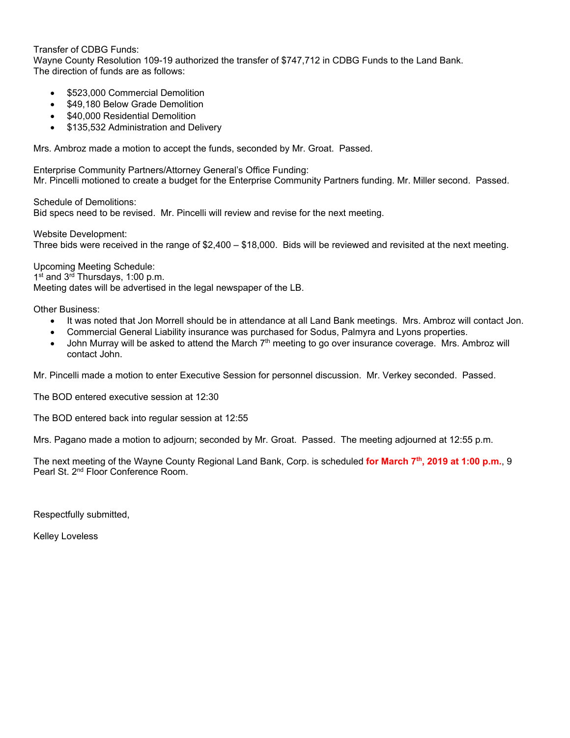Transfer of CDBG Funds:
Wayne County Resolution 109-19 authorized the transfer of $747,712 in CDBG Funds to the Land Bank.
The direction of funds are as follows:

- $523,000 Commercial Demolition
- $49,180 Below Grade Demolition
- $40,000 Residential Demolition
- $135,532 Administration and Delivery

Mrs. Ambroz made a motion to accept the funds, seconded by Mr. Groat. Passed.

Enterprise Community Partners/Attorney General's Office Funding:
Mr. Pincelli motioned to create a budget for the Enterprise Community Partners funding. Mr. Miller second. Passed.

Schedule of Demolitions:
Bid specs need to be revised. Mr. Pincelli will review and revise for the next meeting.

Website Development:
Three bids were received in the range of $2,400 – $18,000. Bids will be reviewed and revisited at the next meeting.

Upcoming Meeting Schedule:
1st and 3rd Thursdays, 1:00 p.m.
Meeting dates will be advertised in the legal newspaper of the LB.

Other Business:

- It was noted that Jon Morrell should be in attendance at all Land Bank meetings. Mrs. Ambroz will contact Jon.
- Commercial General Liability insurance was purchased for Sodus, Palmyra and Lyons properties.
- John Murray will be asked to attend the March 7th meeting to go over insurance coverage. Mrs. Ambroz will contact John.

Mr. Pincelli made a motion to enter Executive Session for personnel discussion. Mr. Verkey seconded. Passed.

The BOD entered executive session at 12:30

The BOD entered back into regular session at 12:55

Mrs. Pagano made a motion to adjourn; seconded by Mr. Groat. Passed. The meeting adjourned at 12:55 p.m.

The next meeting of the Wayne County Regional Land Bank, Corp. is scheduled **for March 7th, 2019 at 1:00 p.m.**, 9 Pearl St. 2nd Floor Conference Room.

Respectfully submitted,

Kelley Loveless